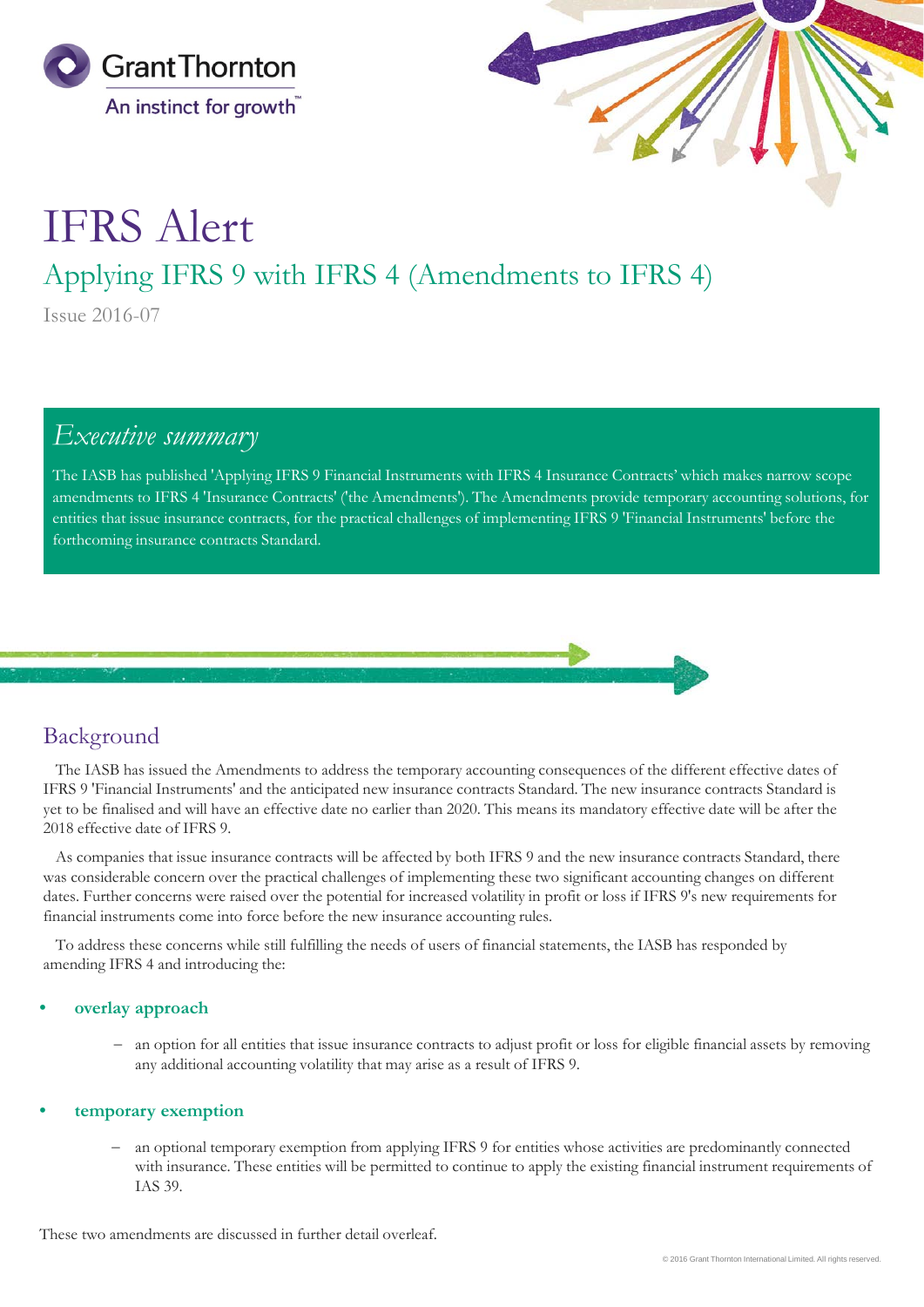Grant Thornton

An instinct for growth™

# IFRS Alert

## Applying IFRS 9 with IFRS 4 (Amendments to IFRS 4)

Issue 2016-07

## *Executive summary*

The IASB has published 'Applying IFRS 9 Financial Instruments with IFRS 4 Insurance Contracts' which makes narrow scope amendments to IFRS 4 'Insurance Contracts' ('the Amendments'). The Amendments provide temporary accounting solutions, for entities that issue insurance contracts, for the practical challenges of implementing IFRS 9 'Financial Instruments' before the forthcoming insurance contracts Standard.

## Background

The IASB has issued the Amendments to address the temporary accounting consequences of the different effective dates of IFRS 9 'Financial Instruments' and the anticipated new insurance contracts Standard. The new insurance contracts Standard is yet to be finalised and will have an effective date no earlier than 2020. This means its mandatory effective date will be after the 2018 effective date of IFRS 9.

As companies that issue insurance contracts will be affected by both IFRS 9 and the new insurance contracts Standard, there was considerable concern over the practical challenges of implementing these two significant accounting changes on different dates. Further concerns were raised over the potential for increased volatility in profit or loss if IFRS 9's new requirements for financial instruments come into force before the new insurance accounting rules.

To address these concerns while still fulfilling the needs of users of financial statements, the IASB has responded by amending IFRS 4 and introducing the:

- **overlay approach**
  - an option for all entities that issue insurance contracts to adjust profit or loss for eligible financial assets by removing any additional accounting volatility that may arise as a result of IFRS 9.
- **temporary exemption**
  - an optional temporary exemption from applying IFRS 9 for entities whose activities are predominantly connected with insurance. These entities will be permitted to continue to apply the existing financial instrument requirements of IAS 39.

These two amendments are discussed in further detail overleaf.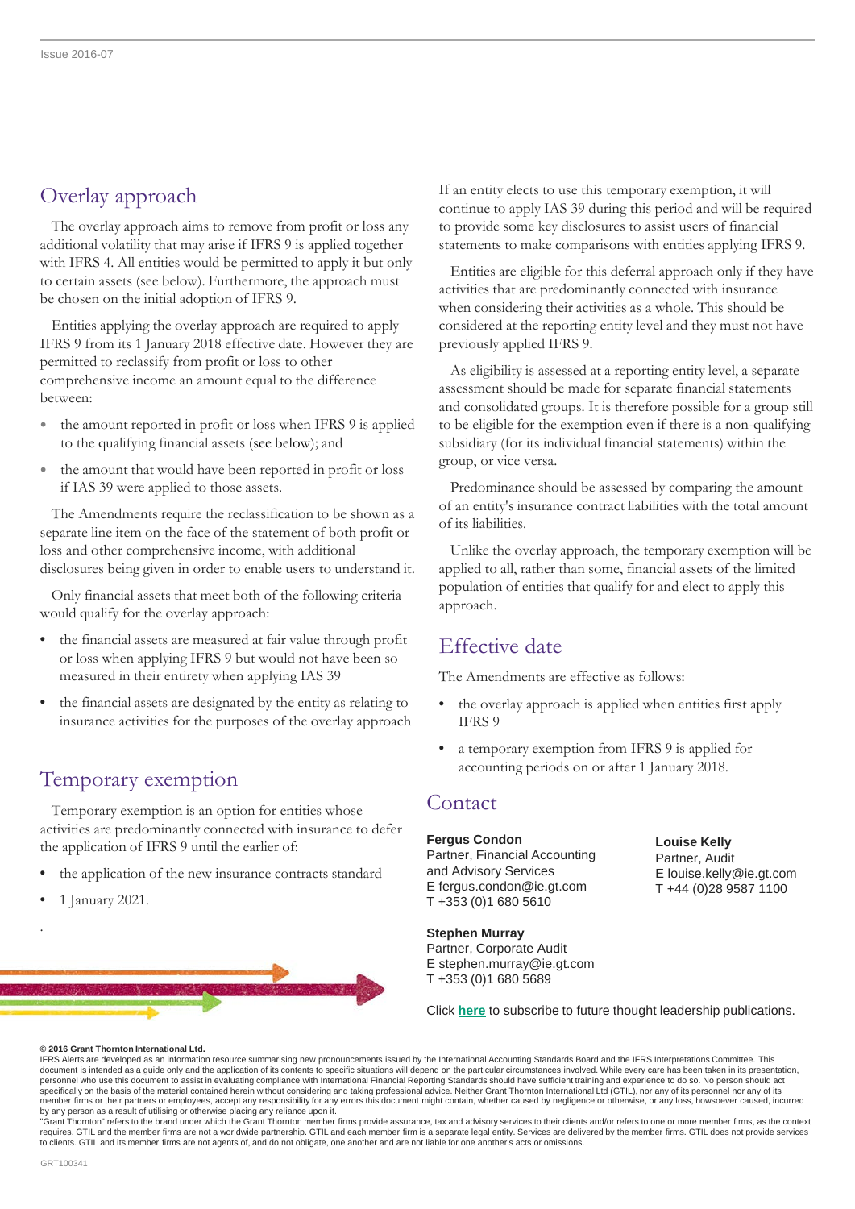## Overlay approach

The overlay approach aims to remove from profit or loss any additional volatility that may arise if IFRS 9 is applied together with IFRS 4. All entities would be permitted to apply it but only to certain assets (see below). Furthermore, the approach must be chosen on the initial adoption of IFRS 9.

Entities applying the overlay approach are required to apply IFRS 9 from its 1 January 2018 effective date. However they are permitted to reclassify from profit or loss to other comprehensive income an amount equal to the difference between:

- the amount reported in profit or loss when IFRS 9 is applied to the qualifying financial assets (see below); and
- the amount that would have been reported in profit or loss if IAS 39 were applied to those assets.

The Amendments require the reclassification to be shown as a separate line item on the face of the statement of both profit or loss and other comprehensive income, with additional disclosures being given in order to enable users to understand it.

Only financial assets that meet both of the following criteria would qualify for the overlay approach:

- the financial assets are measured at fair value through profit or loss when applying IFRS 9 but would not have been so measured in their entirety when applying IAS 39
- the financial assets are designated by the entity as relating to insurance activities for the purposes of the overlay approach

## Temporary exemption

Temporary exemption is an option for entities whose activities are predominantly connected with insurance to defer the application of IFRS 9 until the earlier of:

- the application of the new insurance contracts standard
- 1 January 2021.

If an entity elects to use this temporary exemption, it will continue to apply IAS 39 during this period and will be required to provide some key disclosures to assist users of financial statements to make comparisons with entities applying IFRS 9.

Entities are eligible for this deferral approach only if they have activities that are predominantly connected with insurance when considering their activities as a whole. This should be considered at the reporting entity level and they must not have previously applied IFRS 9.

As eligibility is assessed at a reporting entity level, a separate assessment should be made for separate financial statements and consolidated groups. It is therefore possible for a group still to be eligible for the exemption even if there is a non-qualifying subsidiary (for its individual financial statements) within the group, or vice versa.

Predominance should be assessed by comparing the amount of an entity's insurance contract liabilities with the total amount of its liabilities.

Unlike the overlay approach, the temporary exemption will be applied to all, rather than some, financial assets of the limited population of entities that qualify for and elect to apply this approach.

## Effective date

The Amendments are effective as follows:

- the overlay approach is applied when entities first apply IFRS 9
- a temporary exemption from IFRS 9 is applied for accounting periods on or after 1 January 2018.

## Contact

**Fergus Condon**
Partner, Financial Accounting and Advisory Services
E fergus.condon@ie.gt.com
T +353 (0)1 680 5610

**Louise Kelly**
Partner, Audit
E louise.kelly@ie.gt.com
T +44 (0)28 9587 1100

**Stephen Murray**
Partner, Corporate Audit
E stephen.murray@ie.gt.com
T +353 (0)1 680 5689

Click **here** to subscribe to future thought leadership publications.

**© 2016 Grant Thornton International Ltd.**
IFRS Alerts are developed as an information resource summarising new pronouncements issued by the International Accounting Standards Board and the IFRS Interpretations Committee. This document is intended as a guide only and the application of its contents to specific situations will depend on the particular circumstances involved. While every care has been taken in its presentation, personnel who use this document to assist in evaluating compliance with International Financial Reporting Standards should have sufficient training and experience to do so. No person should act specifically on the basis of the material contained herein without considering and taking professional advice. Neither Grant Thornton International Ltd (GTIL), nor any of its personnel nor any of its member firms or their partners or employees, accept any responsibility for any errors this document might contain, whether caused by negligence or otherwise, or any loss, howsoever caused, incurred by any person as a result of utilising or otherwise placing any reliance upon it.
"Grant Thornton" refers to the brand under which the Grant Thornton member firms provide assurance, tax and advisory services to their clients and/or refers to one or more member firms, as the context requires. GTIL and the member firms are not a worldwide partnership. GTIL and each member firm is a separate legal entity. Services are delivered by the member firms. GTIL does not provide services to clients. GTIL and its member firms are not agents of, and do not obligate, one another and are not liable for one another's acts or omissions.

GRT100341